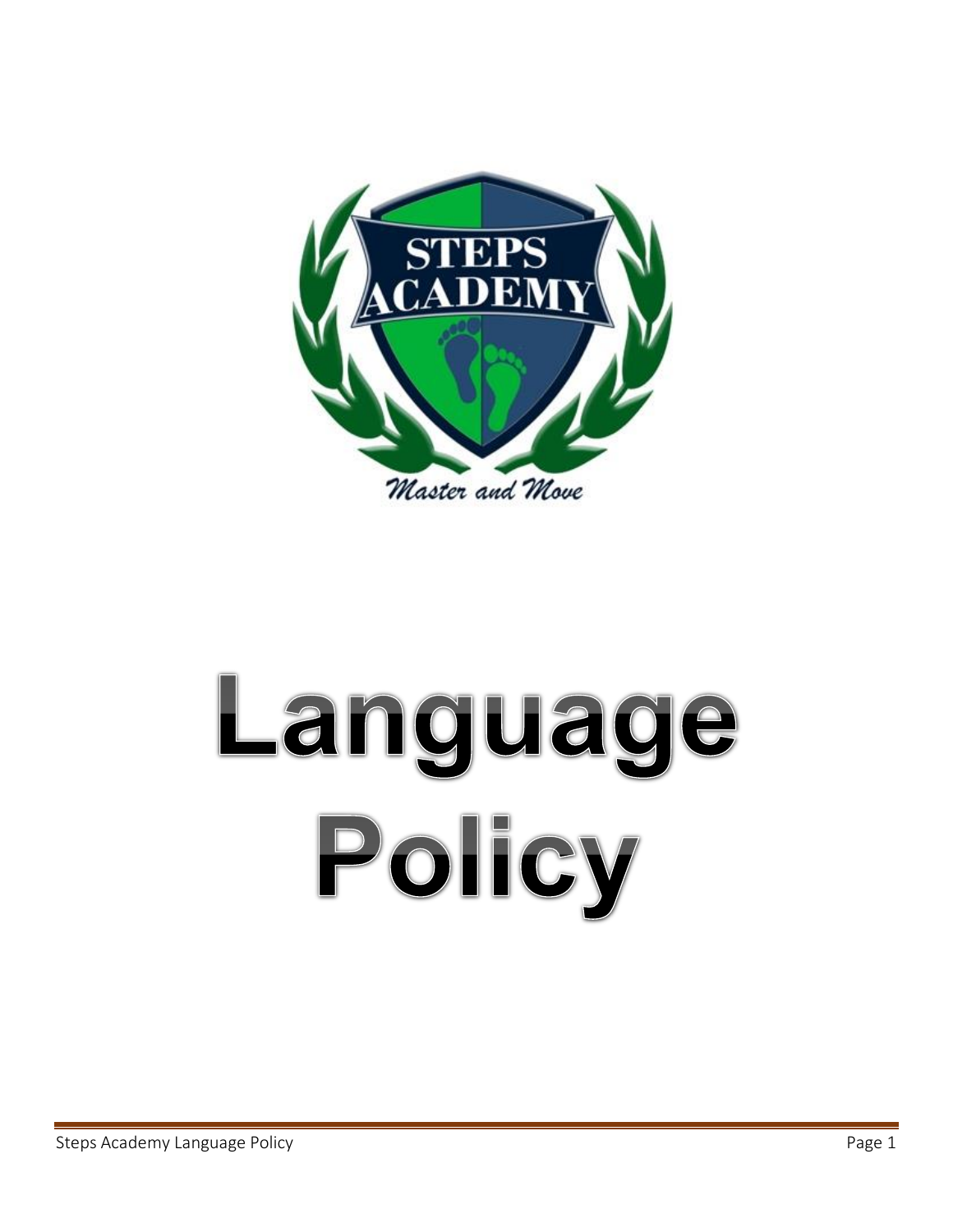# Language Policy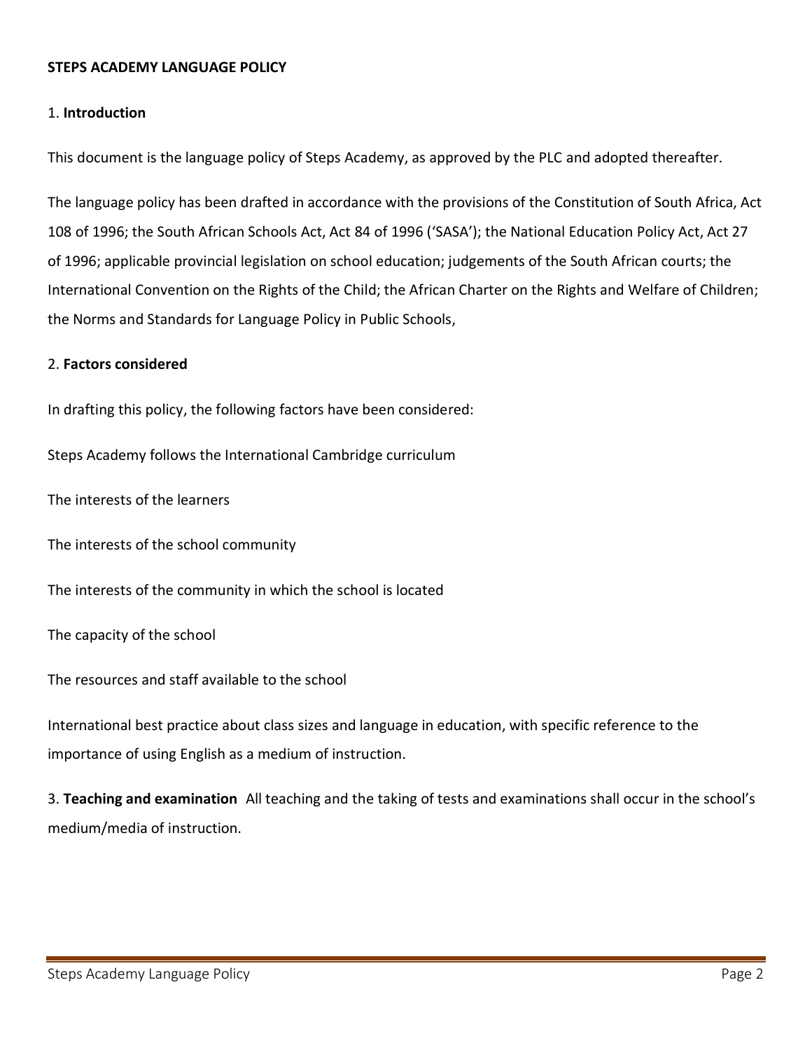**STEPS ACADEMY LANGUAGE POLICY**

1. **Introduction**

This document is the language policy of Steps Academy, as approved by the PLC and adopted thereafter.

The language policy has been drafted in accordance with the provisions of the Constitution of South Africa, Act 108 of 1996; the South African Schools Act, Act 84 of 1996 ('SASA'); the National Education Policy Act, Act 27 of 1996; applicable provincial legislation on school education; judgements of the South African courts; the International Convention on the Rights of the Child; the African Charter on the Rights and Welfare of Children; the Norms and Standards for Language Policy in Public Schools,

2. **Factors considered**

In drafting this policy, the following factors have been considered:

Steps Academy follows the International Cambridge curriculum

The interests of the learners

The interests of the school community

The interests of the community in which the school is located

The capacity of the school

The resources and staff available to the school

International best practice about class sizes and language in education, with specific reference to the importance of using English as a medium of instruction.

3. **Teaching and examination** All teaching and the taking of tests and examinations shall occur in the school's medium/media of instruction.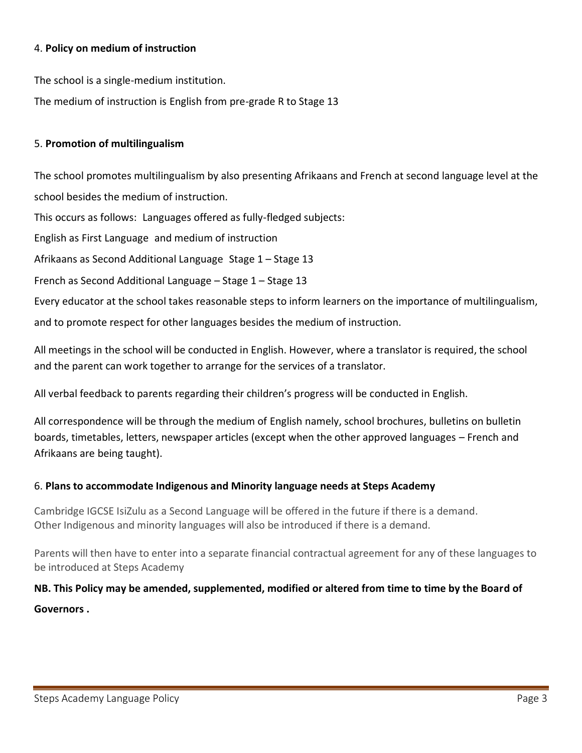## 4. **Policy on medium of instruction**

The school is a single-medium institution.

The medium of instruction is English from pre-grade R to Stage 13

## 5. **Promotion of multilingualism**

The school promotes multilingualism by also presenting Afrikaans and French at second language level at the school besides the medium of instruction.

This occurs as follows: Languages offered as fully-fledged subjects:

English as First Language and medium of instruction

Afrikaans as Second Additional Language Stage 1 – Stage 13

French as Second Additional Language – Stage 1 – Stage 13

Every educator at the school takes reasonable steps to inform learners on the importance of multilingualism, and to promote respect for other languages besides the medium of instruction.

All meetings in the school will be conducted in English. However, where a translator is required, the school and the parent can work together to arrange for the services of a translator.

All verbal feedback to parents regarding their children's progress will be conducted in English.

All correspondence will be through the medium of English namely, school brochures, bulletins on bulletin boards, timetables, letters, newspaper articles (except when the other approved languages – French and Afrikaans are being taught).

## 6. **Plans to accommodate Indigenous and Minority language needs at Steps Academy**

Cambridge IGCSE IsiZulu as a Second Language will be offered in the future if there is a demand.
Other Indigenous and minority languages will also be introduced if there is a demand.

Parents will then have to enter into a separate financial contractual agreement for any of these languages to be introduced at Steps Academy

**NB. This Policy may be amended, supplemented, modified or altered from time to time by the Board of Governors .**